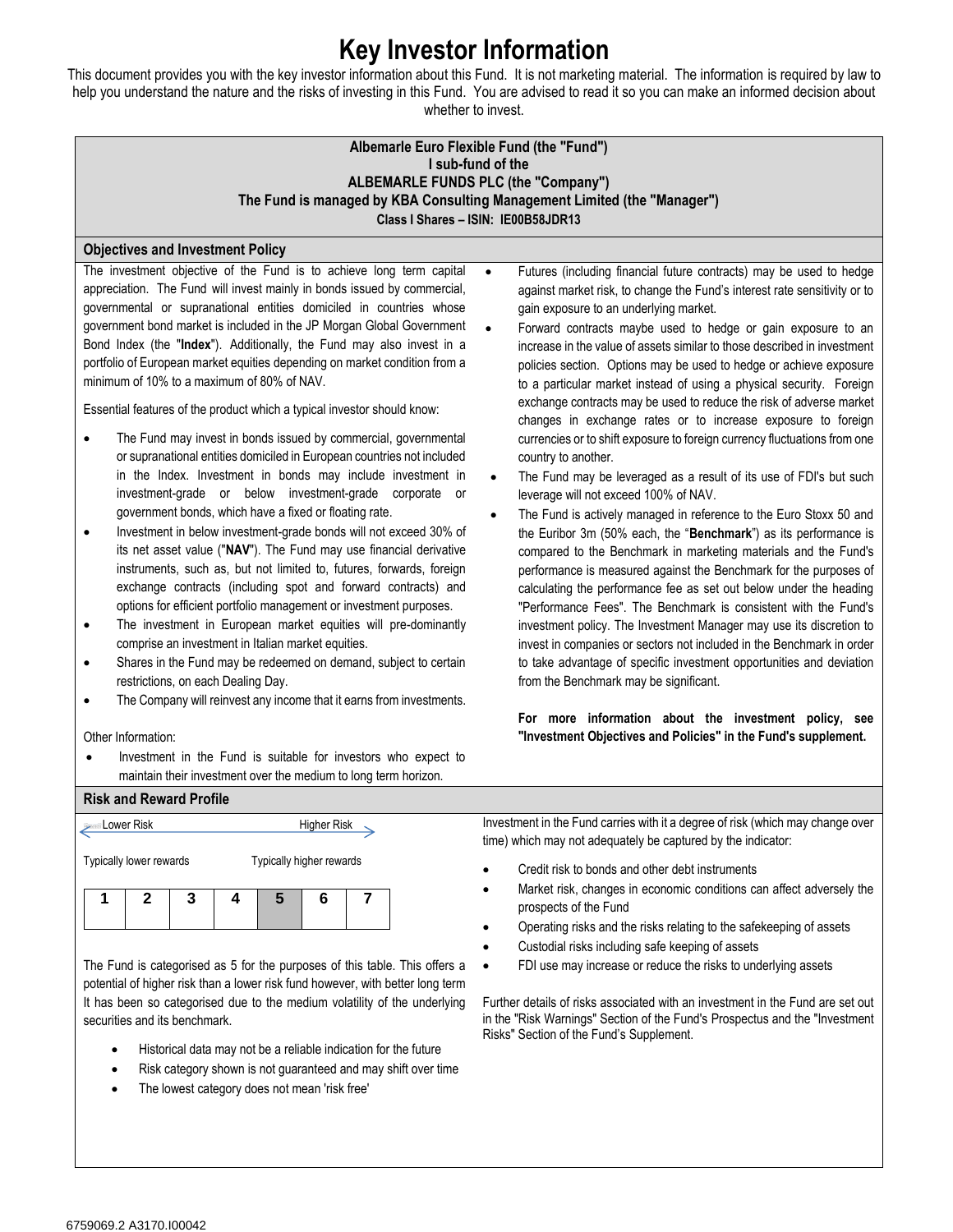# Key Investor Information

This document provides you with the key investor information about this Fund. It is not marketing material. The information is required by law to help you understand the nature and the risks of investing in this Fund. You are advised to read it so you can make an informed decision about whether to invest.

**Albemarle Euro Flexible Fund (the "Fund")**
**I sub-fund of the**
**ALBEMARLE FUNDS PLC (the "Company")**
**The Fund is managed by KBA Consulting Management Limited (the "Manager")**
**Class I Shares – ISIN: IE00B58JDR13**

## Objectives and Investment Policy

The investment objective of the Fund is to achieve long term capital appreciation. The Fund will invest mainly in bonds issued by commercial, governmental or supranational entities domiciled in countries whose government bond market is included in the JP Morgan Global Government Bond Index (the "**Index**"). Additionally, the Fund may also invest in a portfolio of European market equities depending on market condition from a minimum of 10% to a maximum of 80% of NAV.

Essential features of the product which a typical investor should know:

- The Fund may invest in bonds issued by commercial, governmental or supranational entities domiciled in European countries not included in the Index. Investment in bonds may include investment in investment-grade or below investment-grade corporate or government bonds, which have a fixed or floating rate.
- Investment in below investment-grade bonds will not exceed 30% of its net asset value ("**NAV**"). The Fund may use financial derivative instruments, such as, but not limited to, futures, forwards, foreign exchange contracts (including spot and forward contracts) and options for efficient portfolio management or investment purposes.
- The investment in European market equities will pre-dominantly comprise an investment in Italian market equities.
- Shares in the Fund may be redeemed on demand, subject to certain restrictions, on each Dealing Day.
- The Company will reinvest any income that it earns from investments.

Other Information:

- Investment in the Fund is suitable for investors who expect to maintain their investment over the medium to long term horizon.

- Futures (including financial future contracts) may be used to hedge against market risk, to change the Fund's interest rate sensitivity or to gain exposure to an underlying market.
- Forward contracts maybe used to hedge or gain exposure to an increase in the value of assets similar to those described in investment policies section. Options may be used to hedge or achieve exposure to a particular market instead of using a physical security. Foreign exchange contracts may be used to reduce the risk of adverse market changes in exchange rates or to increase exposure to foreign currencies or to shift exposure to foreign currency fluctuations from one country to another.
- The Fund may be leveraged as a result of its use of FDI's but such leverage will not exceed 100% of NAV.
- The Fund is actively managed in reference to the Euro Stoxx 50 and the Euribor 3m (50% each, the "**Benchmark**") as its performance is compared to the Benchmark in marketing materials and the Fund's performance is measured against the Benchmark for the purposes of calculating the performance fee as set out below under the heading "Performance Fees". The Benchmark is consistent with the Fund's investment policy. The Investment Manager may use its discretion to invest in companies or sectors not included in the Benchmark in order to take advantage of specific investment opportunities and deviation from the Benchmark may be significant.

**For more information about the investment policy, see "Investment Objectives and Policies" in the Fund's supplement.**

## Risk and Reward Profile

Lower Risk ← → Higher Risk

Typically lower rewards — Typically higher rewards

| 1 | 2 | 3 | 4 | **5** | 6 | 7 |
|---|---|---|---|---|---|---|

The Fund is categorised as 5 for the purposes of this table. This offers a potential of higher risk than a lower risk fund however, with better long term It has been so categorised due to the medium volatility of the underlying securities and its benchmark.

- Historical data may not be a reliable indication for the future
- Risk category shown is not guaranteed and may shift over time
- The lowest category does not mean 'risk free'

Investment in the Fund carries with it a degree of risk (which may change over time) which may not adequately be captured by the indicator:

- Credit risk to bonds and other debt instruments
- Market risk, changes in economic conditions can affect adversely the prospects of the Fund
- Operating risks and the risks relating to the safekeeping of assets
- Custodial risks including safe keeping of assets
- FDI use may increase or reduce the risks to underlying assets

Further details of risks associated with an investment in the Fund are set out in the "Risk Warnings" Section of the Fund's Prospectus and the "Investment Risks" Section of the Fund's Supplement.

6759069.2 A3170.I00042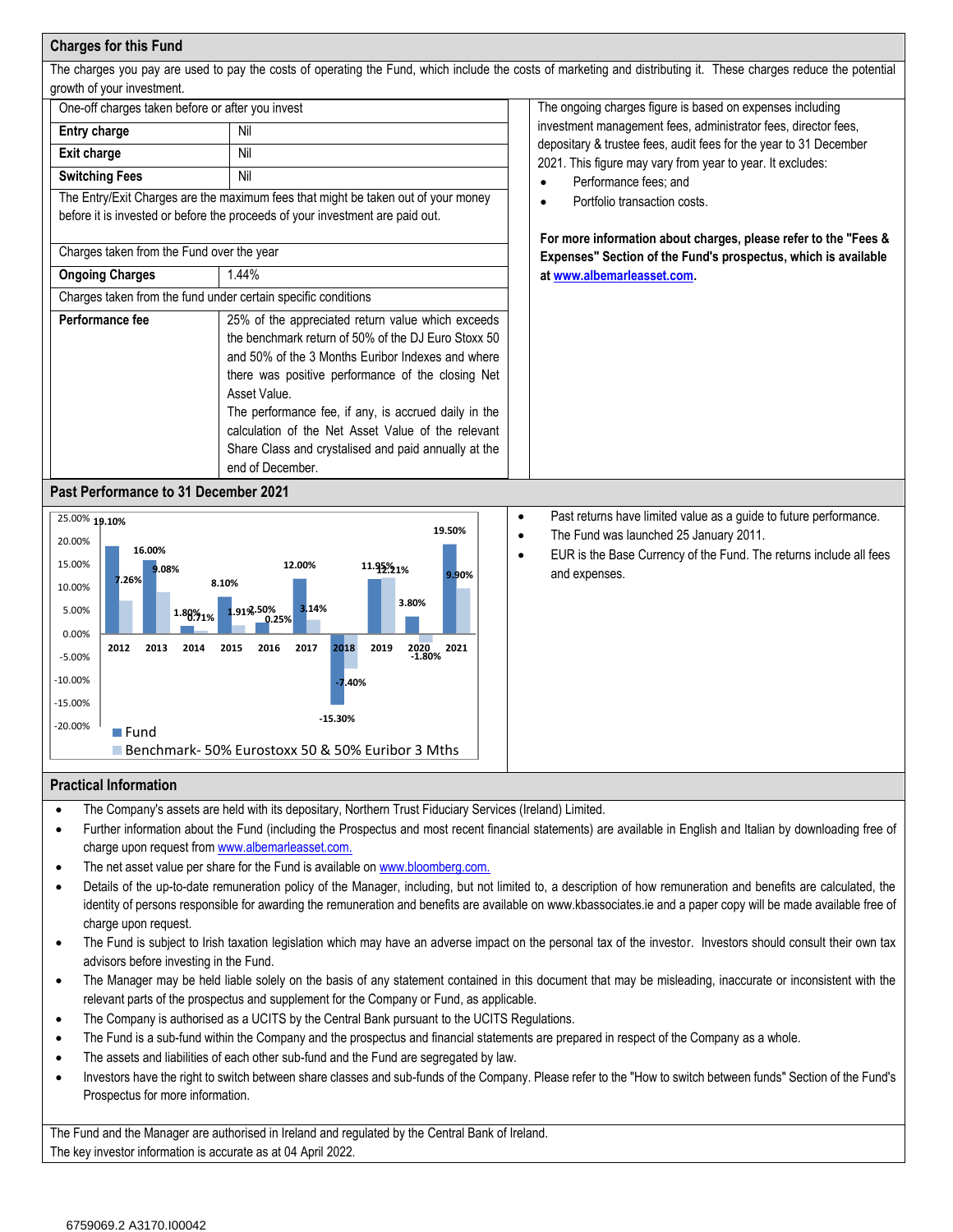## Charges for this Fund

The charges you pay are used to pay the costs of operating the Fund, which include the costs of marketing and distributing it. These charges reduce the potential growth of your investment.

| One-off charges taken before or after you invest | |
|---|---|
| **Entry charge** | Nil |
| **Exit charge** | Nil |
| **Switching Fees** | Nil |
| The Entry/Exit Charges are the maximum fees that might be taken out of your money before it is invested or before the proceeds of your investment are paid out. | |
| Charges taken from the Fund over the year | |
| **Ongoing Charges** | 1.44% |
| Charges taken from the fund under certain specific conditions | |
| **Performance fee** | 25% of the appreciated return value which exceeds the benchmark return of 50% of the DJ Euro Stoxx 50 and 50% of the 3 Months Euribor Indexes and where there was positive performance of the closing Net Asset Value. The performance fee, if any, is accrued daily in the calculation of the Net Asset Value of the relevant Share Class and crystalised and paid annually at the end of December. |

The ongoing charges figure is based on expenses including investment management fees, administrator fees, director fees, depositary & trustee fees, audit fees for the year to 31 December 2021. This figure may vary from year to year. It excludes:

- Performance fees; and
- Portfolio transaction costs.

**For more information about charges, please refer to the "Fees & Expenses" Section of the Fund's prospectus, which is available at www.albemarleasset.com.**

## Past Performance to 31 December 2021

25.00%
20.00%
15.00%
10.00%
5.00%
0.00%
-5.00%
-10.00%
-15.00%
-20.00%

2012: 19.10% / 7.26%
2013: 16.00% / 9.08%
2014: 1.80% / 0.71%
2015: 8.10% / 1.91%
2016: 2.50% / 0.25%
2017: 12.00% / 3.14%
2018: -15.30% / -7.40%
2019: 11.95% / 12.21%
2020: 3.80% / -1.80%
2021: 19.50% / 9.90%

Fund
Benchmark- 50% Eurostoxx 50 & 50% Euribor 3 Mths

- Past returns have limited value as a guide to future performance.
- The Fund was launched 25 January 2011.
- EUR is the Base Currency of the Fund. The returns include all fees and expenses.

## Practical Information

- The Company's assets are held with its depositary, Northern Trust Fiduciary Services (Ireland) Limited.
- Further information about the Fund (including the Prospectus and most recent financial statements) are available in English and Italian by downloading free of charge upon request from www.albemarleasset.com.
- The net asset value per share for the Fund is available on www.bloomberg.com.
- Details of the up-to-date remuneration policy of the Manager, including, but not limited to, a description of how remuneration and benefits are calculated, the identity of persons responsible for awarding the remuneration and benefits are available on www.kbassociates.ie and a paper copy will be made available free of charge upon request.
- The Fund is subject to Irish taxation legislation which may have an adverse impact on the personal tax of the investor. Investors should consult their own tax advisors before investing in the Fund.
- The Manager may be held liable solely on the basis of any statement contained in this document that may be misleading, inaccurate or inconsistent with the relevant parts of the prospectus and supplement for the Company or Fund, as applicable.
- The Company is authorised as a UCITS by the Central Bank pursuant to the UCITS Regulations.
- The Fund is a sub-fund within the Company and the prospectus and financial statements are prepared in respect of the Company as a whole.
- The assets and liabilities of each other sub-fund and the Fund are segregated by law.
- Investors have the right to switch between share classes and sub-funds of the Company. Please refer to the "How to switch between funds" Section of the Fund's Prospectus for more information.

The Fund and the Manager are authorised in Ireland and regulated by the Central Bank of Ireland.
The key investor information is accurate as at 04 April 2022.

6759069.2 A3170.I00042